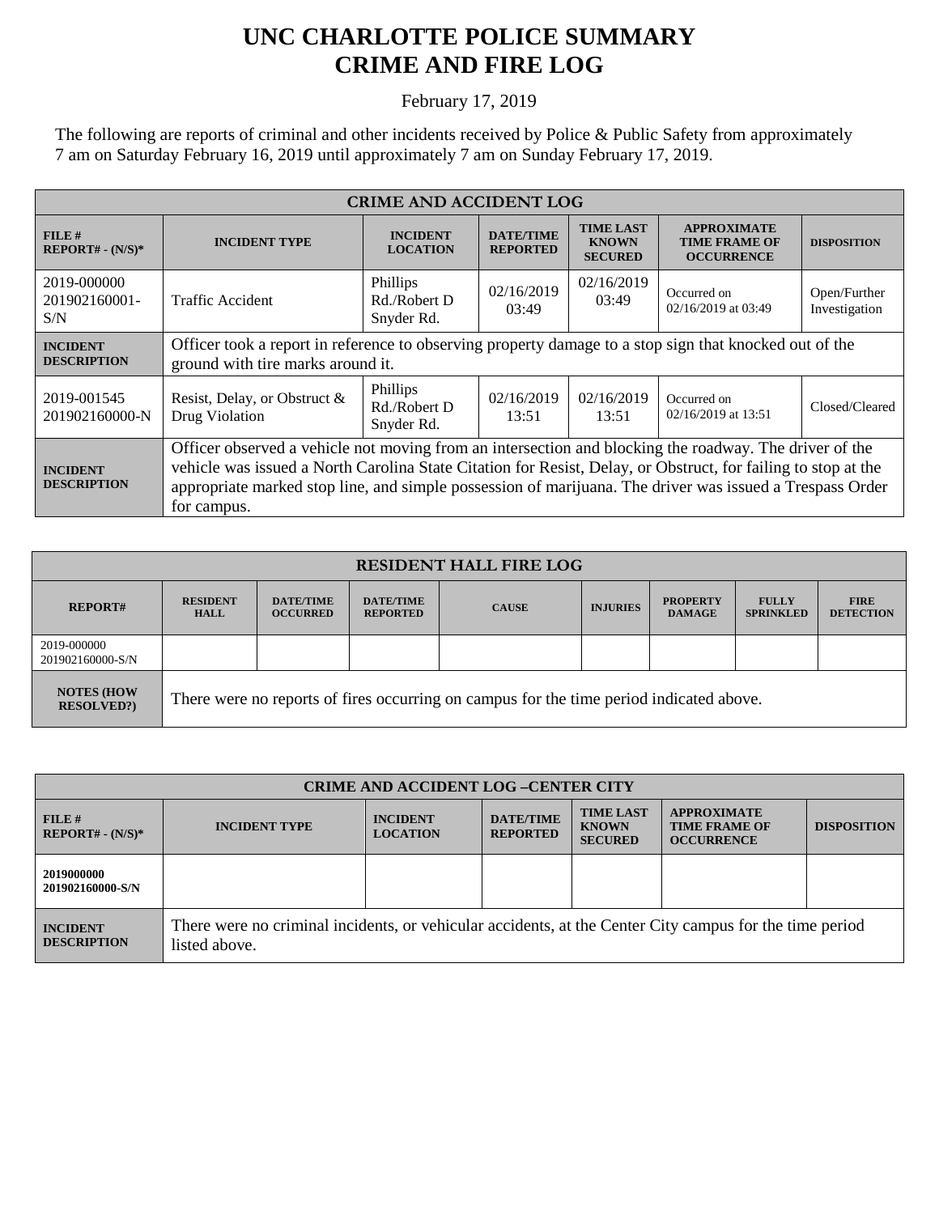# UNC CHARLOTTE POLICE SUMMARY
# CRIME AND FIRE LOG

February 17, 2019

The following are reports of criminal and other incidents received by Police & Public Safety from approximately 7 am on Saturday February 16, 2019 until approximately 7 am on Sunday February 17, 2019.

| CRIME AND ACCIDENT LOG | | | | | | |
|---|---|---|---|---|---|---|
| **FILE # REPORT# - (N/S)*** | **INCIDENT TYPE** | **INCIDENT LOCATION** | **DATE/TIME REPORTED** | **TIME LAST KNOWN SECURED** | **APPROXIMATE TIME FRAME OF OCCURRENCE** | **DISPOSITION** |
| 2019-000000 201902160001-S/N | Traffic Accident | Phillips Rd./Robert D Snyder Rd. | 02/16/2019 03:49 | 02/16/2019 03:49 | Occurred on 02/16/2019 at 03:49 | Open/Further Investigation |
| **INCIDENT DESCRIPTION** | Officer took a report in reference to observing property damage to a stop sign that knocked out of the ground with tire marks around it. | | | | | |
| 2019-001545 201902160000-N | Resist, Delay, or Obstruct & Drug Violation | Phillips Rd./Robert D Snyder Rd. | 02/16/2019 13:51 | 02/16/2019 13:51 | Occurred on 02/16/2019 at 13:51 | Closed/Cleared |
| **INCIDENT DESCRIPTION** | Officer observed a vehicle not moving from an intersection and blocking the roadway. The driver of the vehicle was issued a North Carolina State Citation for Resist, Delay, or Obstruct, for failing to stop at the appropriate marked stop line, and simple possession of marijuana. The driver was issued a Trespass Order for campus. | | | | | |

| RESIDENT HALL FIRE LOG | | | | | | | | |
|---|---|---|---|---|---|---|---|---|
| **REPORT#** | **RESIDENT HALL** | **DATE/TIME OCCURRED** | **DATE/TIME REPORTED** | **CAUSE** | **INJURIES** | **PROPERTY DAMAGE** | **FULLY SPRINKLED** | **FIRE DETECTION** |
| 2019-000000 201902160000-S/N | | | | | | | | |
| **NOTES (HOW RESOLVED?)** | There were no reports of fires occurring on campus for the time period indicated above. | | | | | | | |

| CRIME AND ACCIDENT LOG –CENTER CITY | | | | | | |
|---|---|---|---|---|---|---|
| **FILE # REPORT# - (N/S)*** | **INCIDENT TYPE** | **INCIDENT LOCATION** | **DATE/TIME REPORTED** | **TIME LAST KNOWN SECURED** | **APPROXIMATE TIME FRAME OF OCCURRENCE** | **DISPOSITION** |
| **2019000000 201902160000-S/N** | | | | | | |
| **INCIDENT DESCRIPTION** | There were no criminal incidents, or vehicular accidents, at the Center City campus for the time period listed above. | | | | | |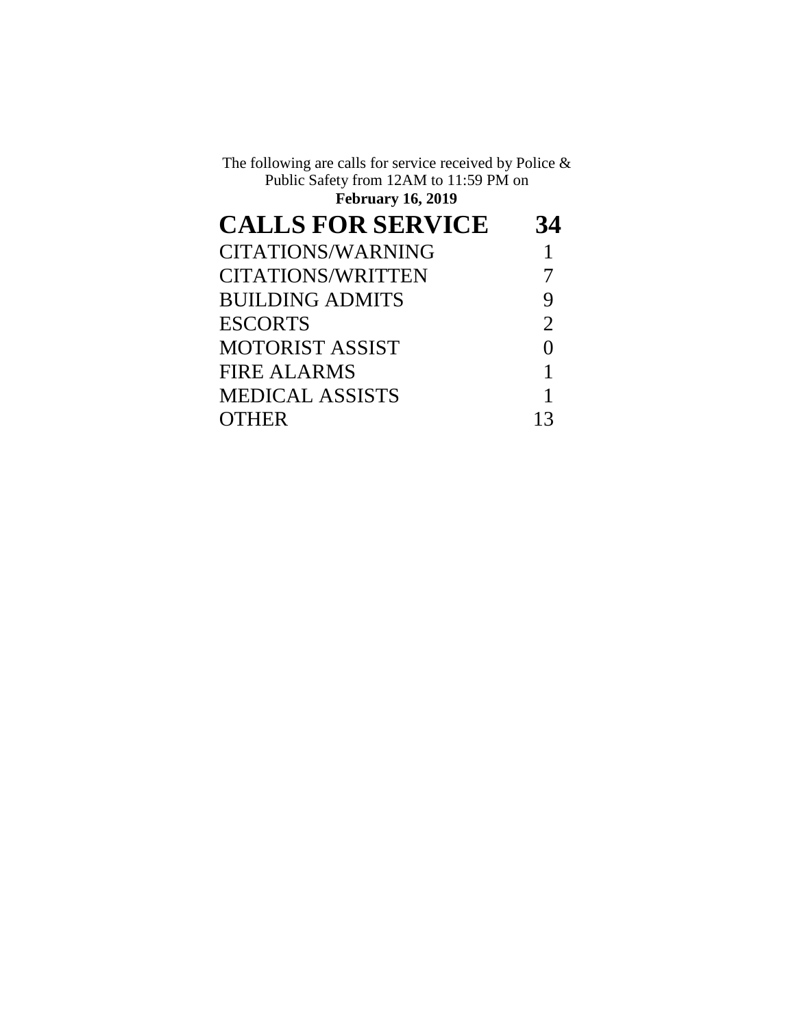The following are calls for service received by Police & Public Safety from 12AM to 11:59 PM on

**February 16, 2019**

| | |
|---|---|
| **CALLS FOR SERVICE** | **34** |
| CITATIONS/WARNING | 1 |
| CITATIONS/WRITTEN | 7 |
| BUILDING ADMITS | 9 |
| ESCORTS | 2 |
| MOTORIST ASSIST | 0 |
| FIRE ALARMS | 1 |
| MEDICAL ASSISTS | 1 |
| OTHER | 13 |